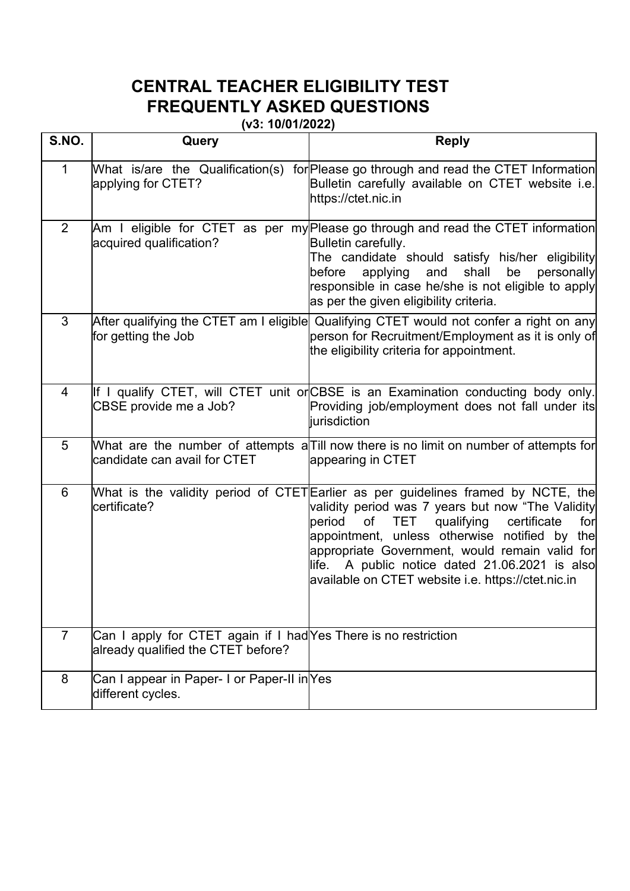# CENTRAL TEACHER ELIGIBILITY TEST
# FREQUENTLY ASKED QUESTIONS

**(v3: 10/01/2022)**

| S.NO. | Query | Reply |
|---|---|---|
| 1 | What is/are the Qualification(s) for applying for CTET? | Please go through and read the CTET Information Bulletin carefully available on CTET website i.e. https://ctet.nic.in |
| 2 | Am I eligible for CTET as per my acquired qualification? | Please go through and read the CTET information Bulletin carefully. The candidate should satisfy his/her eligibility before applying and shall be personally responsible in case he/she is not eligible to apply as per the given eligibility criteria. |
| 3 | After qualifying the CTET am I eligible for getting the Job | Qualifying CTET would not confer a right on any person for Recruitment/Employment as it is only of the eligibility criteria for appointment. |
| 4 | If I qualify CTET, will CTET unit or CBSE provide me a Job? | CBSE is an Examination conducting body only. Providing job/employment does not fall under its jurisdiction |
| 5 | What are the number of attempts a candidate can avail for CTET | Till now there is no limit on number of attempts for appearing in CTET |
| 6 | What is the validity period of CTET certificate? | Earlier as per guidelines framed by NCTE, the validity period was 7 years but now "The Validity period of TET qualifying certificate for appointment, unless otherwise notified by the appropriate Government, would remain valid for life. A public notice dated 21.06.2021 is also available on CTET website i.e. https://ctet.nic.in |
| 7 | Can I apply for CTET again if I had already qualified the CTET before? | Yes There is no restriction |
| 8 | Can I appear in Paper- I or Paper-II in different cycles. | Yes |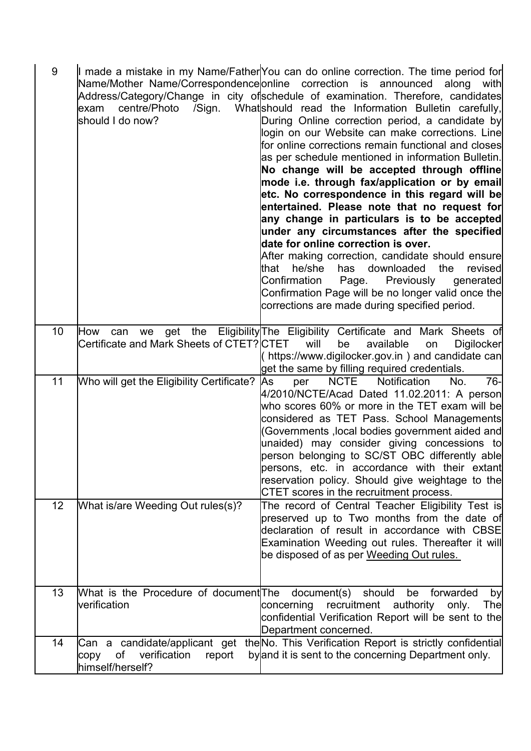| 9 | I made a mistake in my Name/Father Name/Mother Name/Correspondence Address/Category/Change in city of exam centre/Photo /Sign. What should I do now? | You can do online correction. The time period for online correction is announced along with schedule of examination. Therefore, candidates should read the Information Bulletin carefully, During Online correction period, a candidate by login on our Website can make corrections. Line for online corrections remain functional and closes as per schedule mentioned in information Bulletin. **No change will be accepted through offline mode i.e. through fax/application or by email etc. No correspondence in this regard will be entertained. Please note that no request for any change in particulars is to be accepted under any circumstances after the specified date for online correction is over.** After making correction, candidate should ensure that he/she has downloaded the revised Confirmation Page. Previously generated Confirmation Page will be no longer valid once the corrections are made during specified period. |
|---|---|---|
| 10 | How can we get the Eligibility Certificate and Mark Sheets of CTET? | The Eligibility Certificate and Mark Sheets of CTET will be available on Digilocker ( https://www.digilocker.gov.in ) and candidate can get the same by filling required credentials. |
| 11 | Who will get the Eligibility Certificate? | As per NCTE Notification No. 76-4/2010/NCTE/Acad Dated 11.02.2011: A person who scores 60% or more in the TET exam will be considered as TET Pass. School Managements (Governments ,local bodies government aided and unaided) may consider giving concessions to person belonging to SC/ST OBC differently able persons, etc. in accordance with their extant reservation policy. Should give weightage to the CTET scores in the recruitment process. |
| 12 | What is/are Weeding Out rules(s)? | The record of Central Teacher Eligibility Test is preserved up to Two months from the date of declaration of result in accordance with CBSE Examination Weeding out rules. Thereafter it will be disposed of as per Weeding Out rules. |
| 13 | What is the Procedure of document verification | The document(s) should be forwarded by concerning recruitment authority only. The confidential Verification Report will be sent to the Department concerned. |
| 14 | Can a candidate/applicant get the copy of verification report by himself/herself? | No. This Verification Report is strictly confidential and it is sent to the concerning Department only. |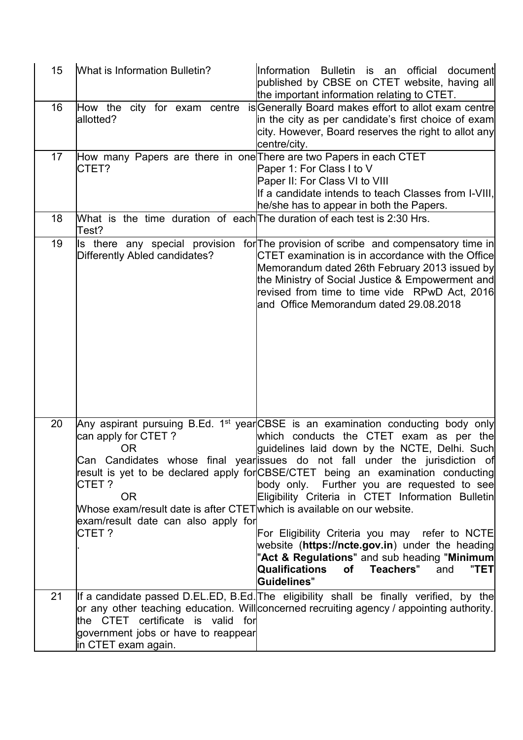| 15 | What is Information Bulletin? | Information Bulletin is an official document published by CBSE on CTET website, having all the important information relating to CTET. |
|---|---|---|
| 16 | How the city for exam centre is allotted? | Generally Board makes effort to allot exam centre in the city as per candidate's first choice of exam city. However, Board reserves the right to allot any centre/city. |
| 17 | How many Papers are there in one CTET? | There are two Papers in each CTET<br>Paper 1: For Class I to V<br>Paper II: For Class VI to VIII<br>If a candidate intends to teach Classes from I-VIII, he/she has to appear in both the Papers. |
| 18 | What is the time duration of each Test? | The duration of each test is 2:30 Hrs. |
| 19 | Is there any special provision for Differently Abled candidates? | The provision of scribe and compensatory time in CTET examination is in accordance with the Office Memorandum dated 26th February 2013 issued by the Ministry of Social Justice & Empowerment and revised from time to time vide RPwD Act, 2016 and Office Memorandum dated 29.08.2018 |
| 20 | Any aspirant pursuing B.Ed. 1st year can apply for CTET ?<br>OR<br>Can Candidates whose final year result is yet to be declared apply for CTET ?<br>OR<br>Whose exam/result date is after CTET exam/result date can also apply for CTET ?<br>. | CBSE is an examination conducting body only which conducts the CTET exam as per the guidelines laid down by the NCTE, Delhi. Such issues do not fall under the jurisdiction of CBSE/CTET being an examination conducting body only. Further you are requested to see Eligibility Criteria in CTET Information Bulletin which is available on our website.<br><br>For Eligibility Criteria you may refer to NCTE website (**https://ncte.gov.in**) under the heading "**Act & Regulations**" and sub heading "**Minimum Qualifications of Teachers**" and "**TET Guidelines**" |
| 21 | If a candidate passed D.EL.ED, B.Ed. or any other teaching education. Will the CTET certificate is valid for government jobs or have to reappear in CTET exam again. | The eligibility shall be finally verified, by the concerned recruiting agency / appointing authority. |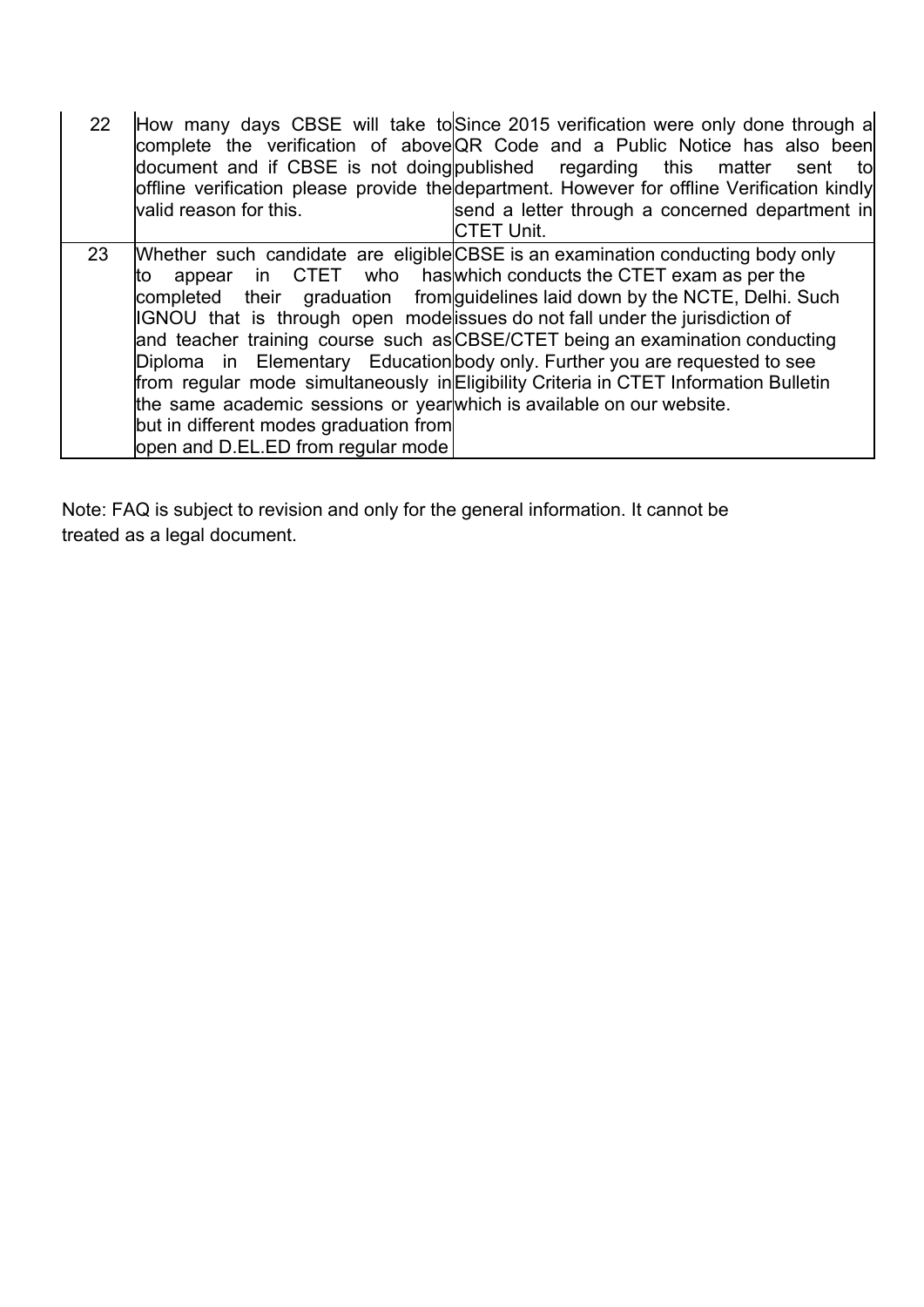| | | |
|---|---|---|
| 22 | How many days CBSE will take to complete the verification of above document and if CBSE is not doing offline verification please provide the valid reason for this. | Since 2015 verification were only done through a QR Code and a Public Notice has also been published regarding this matter sent to department. However for offline Verification kindly send a letter through a concerned department in CTET Unit. |
| 23 | Whether such candidate are eligible to appear in CTET who has completed their graduation from IGNOU that is through open mode and teacher training course such as Diploma in Elementary Education from regular mode simultaneously in the same academic sessions or year but in different modes graduation from open and D.EL.ED from regular mode | CBSE is an examination conducting body only which conducts the CTET exam as per the guidelines laid down by the NCTE, Delhi. Such issues do not fall under the jurisdiction of CBSE/CTET being an examination conducting body only. Further you are requested to see Eligibility Criteria in CTET Information Bulletin which is available on our website. |

Note: FAQ is subject to revision and only for the general information. It cannot be treated as a legal document.